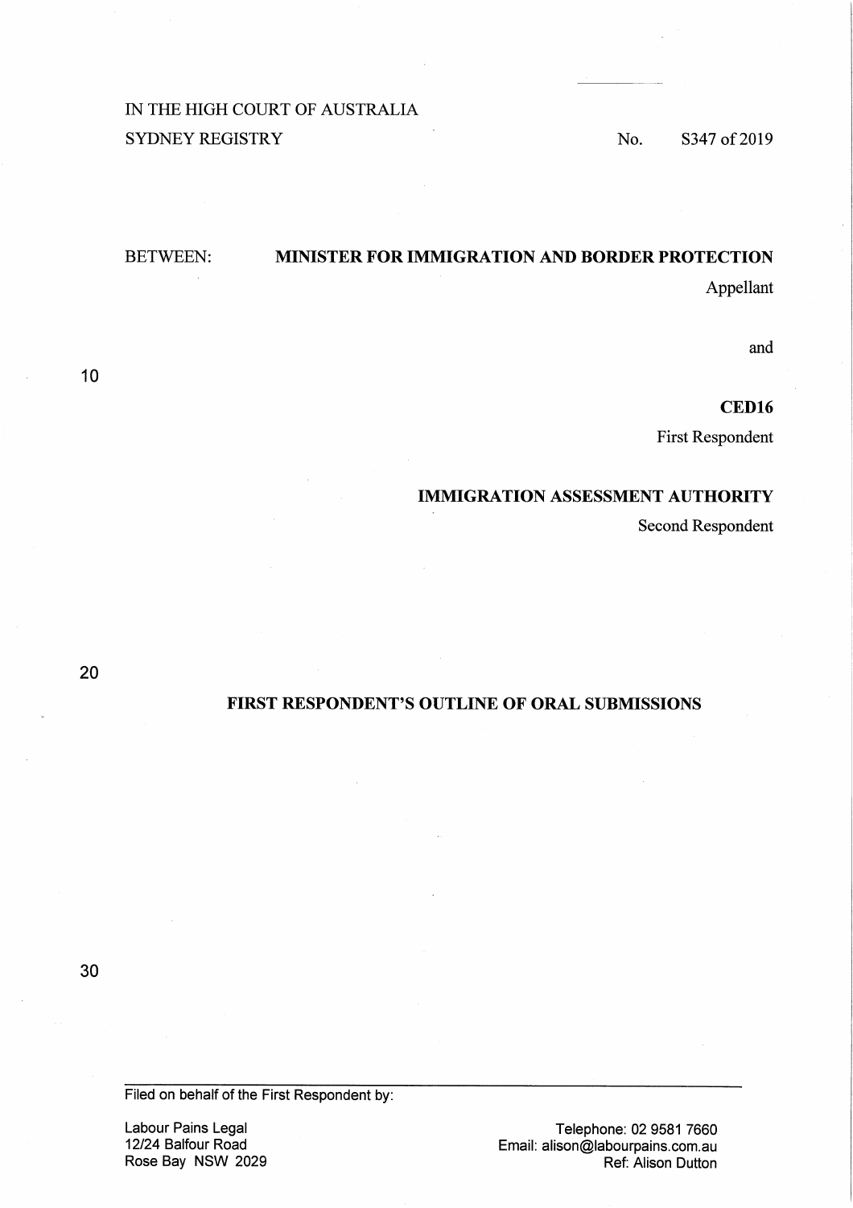IN THE HIGH COURT OF AUSTRALIA
SYDNEY REGISTRY

No. S347 of 2019

BETWEEN: **MINISTER FOR IMMIGRATION AND BORDER PROTECTION**
Appellant

and

**CED16**
First Respondent

**IMMIGRATION ASSESSMENT AUTHORITY**
Second Respondent

## FIRST RESPONDENT'S OUTLINE OF ORAL SUBMISSIONS

---

Filed on behalf of the First Respondent by:

Labour Pains Legal
12/24 Balfour Road
Rose Bay NSW 2029

Telephone: 02 9581 7660
Email: alison@labourpains.com.au
Ref: Alison Dutton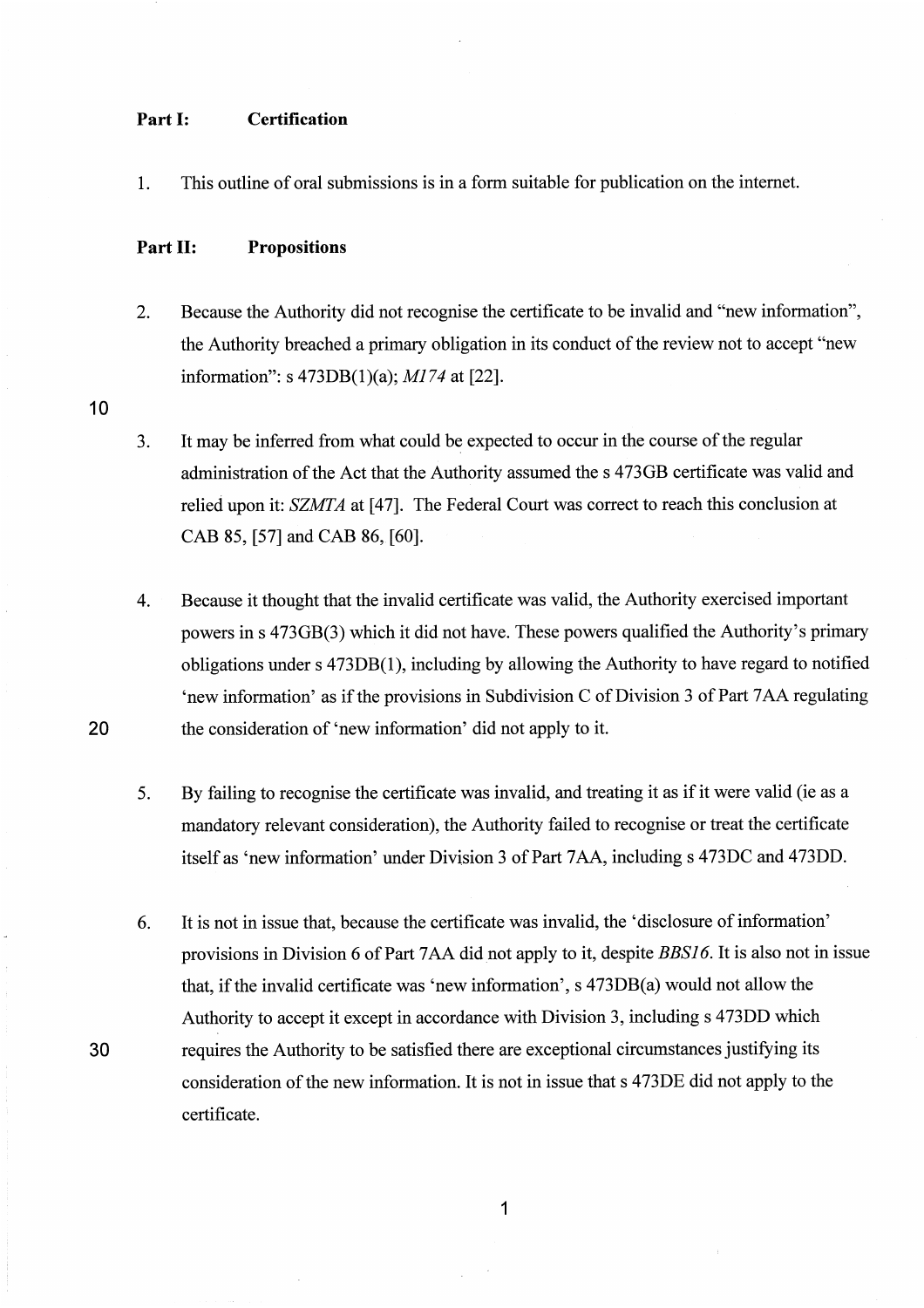**Part I: Certification**

1. This outline of oral submissions is in a form suitable for publication on the internet.

**Part II: Propositions**

2. Because the Authority did not recognise the certificate to be invalid and "new information", the Authority breached a primary obligation in its conduct of the review not to accept "new information": s 473DB(1)(a); *M174* at [22].

3. It may be inferred from what could be expected to occur in the course of the regular administration of the Act that the Authority assumed the s 473GB certificate was valid and relied upon it: *SZMTA* at [47]. The Federal Court was correct to reach this conclusion at CAB 85, [57] and CAB 86, [60].

4. Because it thought that the invalid certificate was valid, the Authority exercised important powers in s 473GB(3) which it did not have. These powers qualified the Authority's primary obligations under s 473DB(1), including by allowing the Authority to have regard to notified 'new information' as if the provisions in Subdivision C of Division 3 of Part 7AA regulating the consideration of 'new information' did not apply to it.

5. By failing to recognise the certificate was invalid, and treating it as if it were valid (ie as a mandatory relevant consideration), the Authority failed to recognise or treat the certificate itself as 'new information' under Division 3 of Part 7AA, including s 473DC and 473DD.

6. It is not in issue that, because the certificate was invalid, the 'disclosure of information' provisions in Division 6 of Part 7AA did not apply to it, despite *BBS16*. It is also not in issue that, if the invalid certificate was 'new information', s 473DB(a) would not allow the Authority to accept it except in accordance with Division 3, including s 473DD which requires the Authority to be satisfied there are exceptional circumstances justifying its consideration of the new information. It is not in issue that s 473DE did not apply to the certificate.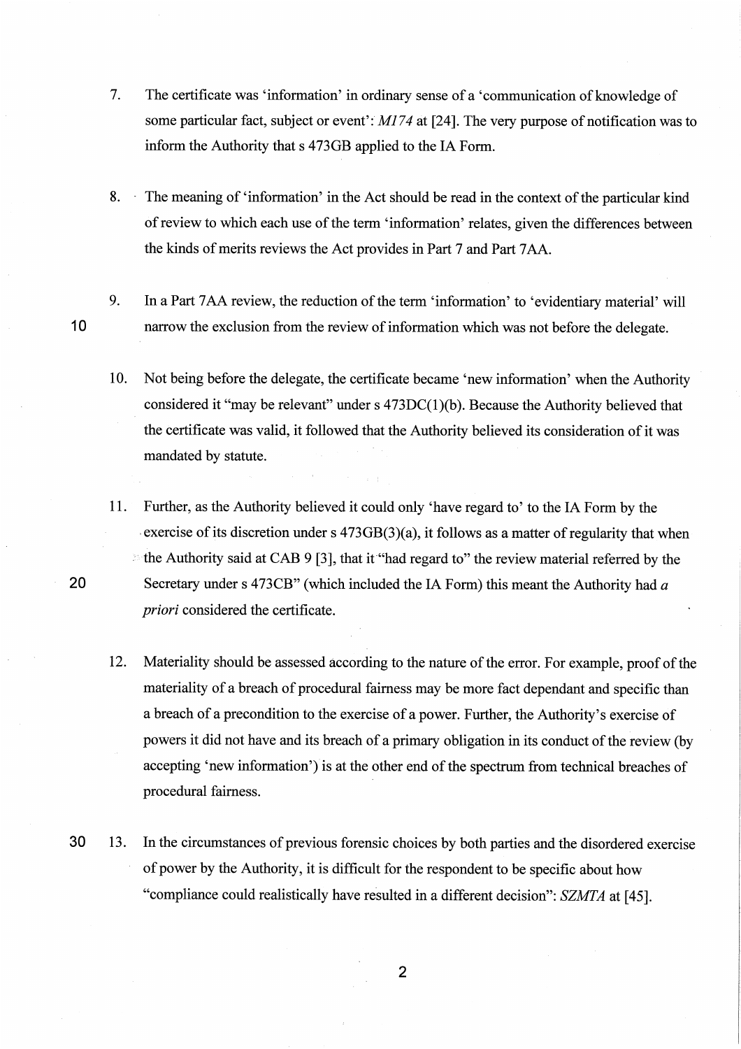7. The certificate was 'information' in ordinary sense of a 'communication of knowledge of some particular fact, subject or event': *M174* at [24]. The very purpose of notification was to inform the Authority that s 473GB applied to the IA Form.

8. The meaning of 'information' in the Act should be read in the context of the particular kind of review to which each use of the term 'information' relates, given the differences between the kinds of merits reviews the Act provides in Part 7 and Part 7AA.

9. In a Part 7AA review, the reduction of the term 'information' to 'evidentiary material' will narrow the exclusion from the review of information which was not before the delegate.

10. Not being before the delegate, the certificate became 'new information' when the Authority considered it "may be relevant" under s 473DC(1)(b). Because the Authority believed that the certificate was valid, it followed that the Authority believed its consideration of it was mandated by statute.

11. Further, as the Authority believed it could only 'have regard to' to the IA Form by the exercise of its discretion under s 473GB(3)(a), it follows as a matter of regularity that when the Authority said at CAB 9 [3], that it "had regard to" the review material referred by the Secretary under s 473CB" (which included the IA Form) this meant the Authority had *a priori* considered the certificate.

12. Materiality should be assessed according to the nature of the error. For example, proof of the materiality of a breach of procedural fairness may be more fact dependant and specific than a breach of a precondition to the exercise of a power. Further, the Authority's exercise of powers it did not have and its breach of a primary obligation in its conduct of the review (by accepting 'new information') is at the other end of the spectrum from technical breaches of procedural fairness.

13. In the circumstances of previous forensic choices by both parties and the disordered exercise of power by the Authority, it is difficult for the respondent to be specific about how "compliance could realistically have resulted in a different decision": *SZMTA* at [45].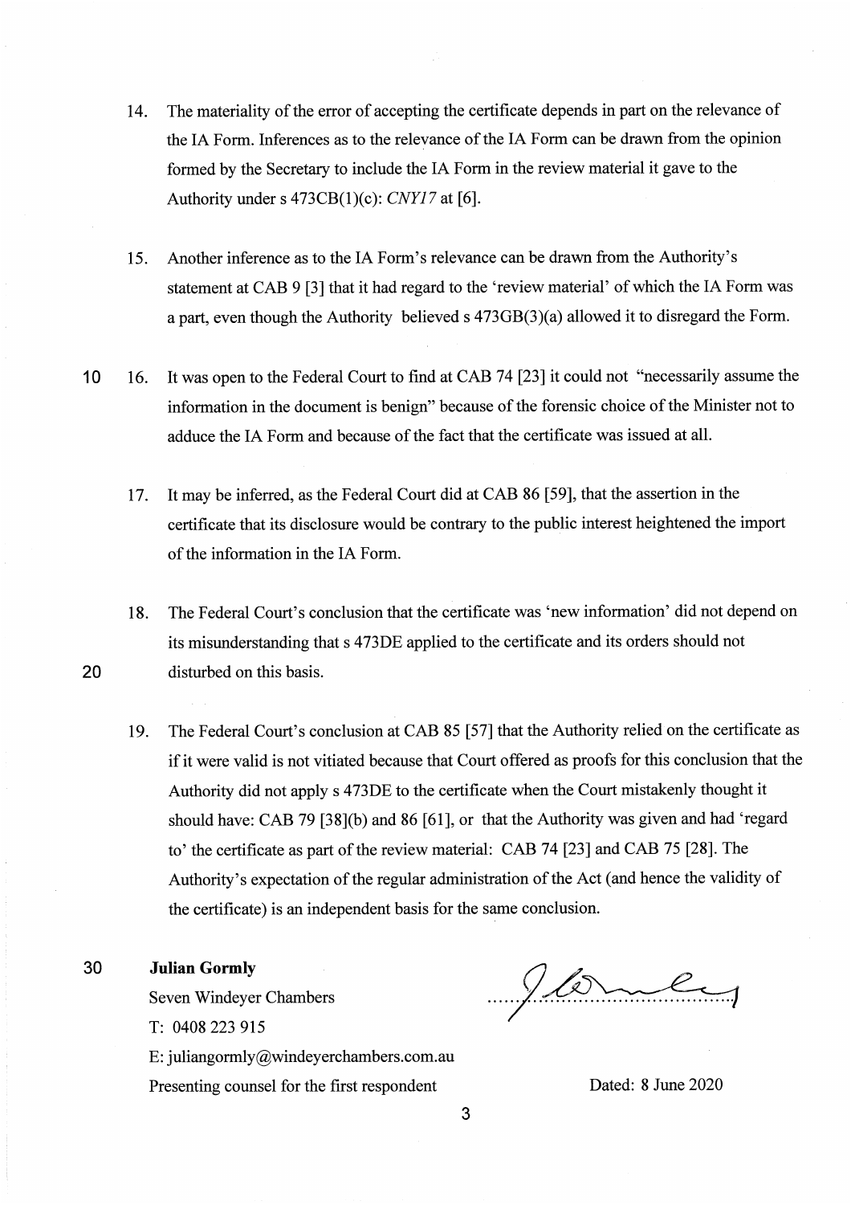14. The materiality of the error of accepting the certificate depends in part on the relevance of the IA Form. Inferences as to the relevance of the IA Form can be drawn from the opinion formed by the Secretary to include the IA Form in the review material it gave to the Authority under s 473CB(1)(c): *CNY17* at [6].

15. Another inference as to the IA Form's relevance can be drawn from the Authority's statement at CAB 9 [3] that it had regard to the 'review material' of which the IA Form was a part, even though the Authority believed s 473GB(3)(a) allowed it to disregard the Form.

16. It was open to the Federal Court to find at CAB 74 [23] it could not "necessarily assume the information in the document is benign" because of the forensic choice of the Minister not to adduce the IA Form and because of the fact that the certificate was issued at all.

17. It may be inferred, as the Federal Court did at CAB 86 [59], that the assertion in the certificate that its disclosure would be contrary to the public interest heightened the import of the information in the IA Form.

18. The Federal Court's conclusion that the certificate was 'new information' did not depend on its misunderstanding that s 473DE applied to the certificate and its orders should not disturbed on this basis.

19. The Federal Court's conclusion at CAB 85 [57] that the Authority relied on the certificate as if it were valid is not vitiated because that Court offered as proofs for this conclusion that the Authority did not apply s 473DE to the certificate when the Court mistakenly thought it should have: CAB 79 [38](b) and 86 [61], or that the Authority was given and had 'regard to' the certificate as part of the review material: CAB 74 [23] and CAB 75 [28]. The Authority's expectation of the regular administration of the Act (and hence the validity of the certificate) is an independent basis for the same conclusion.

**Julian Gormly**
Seven Windeyer Chambers
T: 0408 223 915
E: juliangormly@windeyerchambers.com.au
Presenting counsel for the first respondent

Dated: 8 June 2020